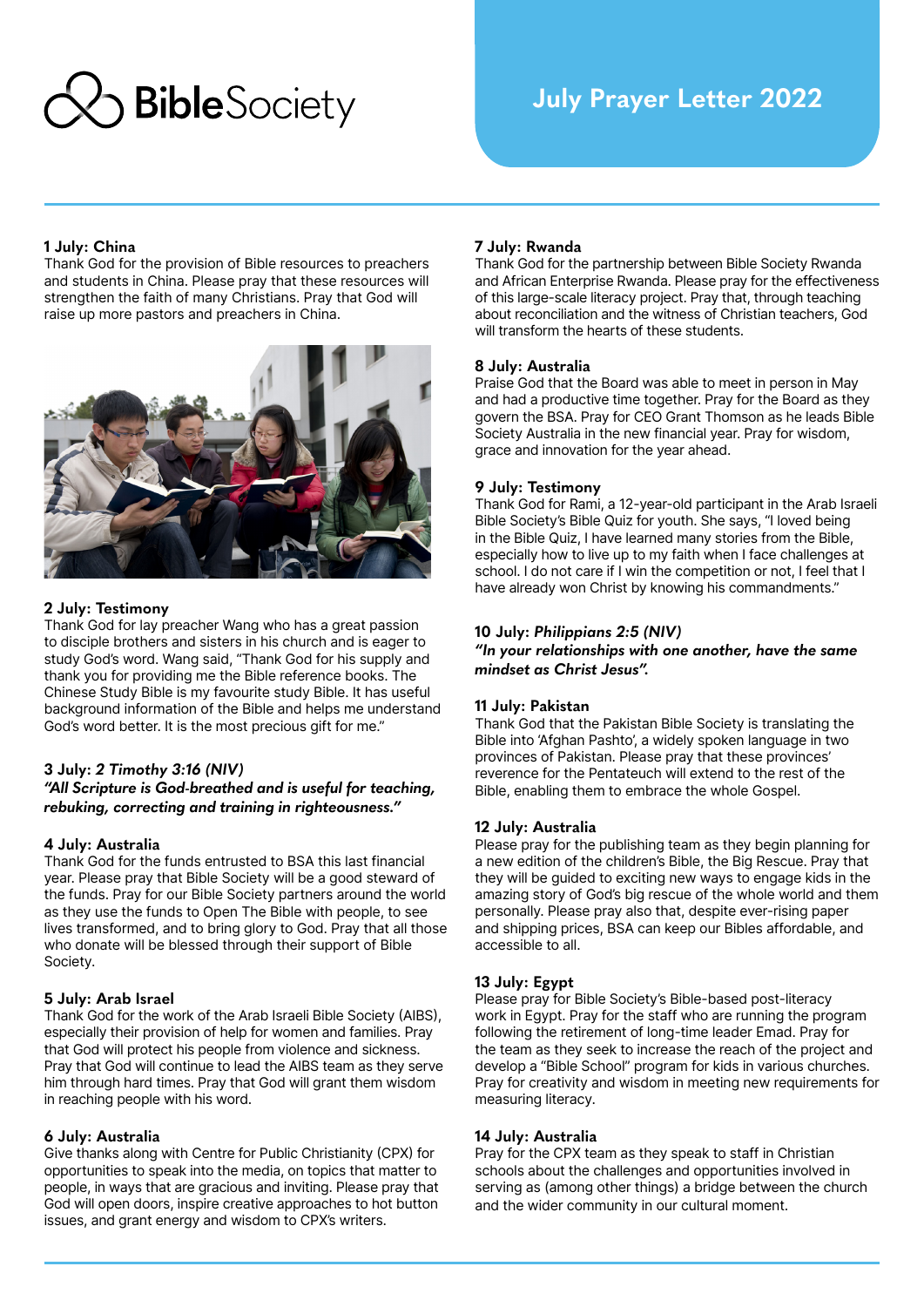# Bible Society

## July Prayer Letter 2022

**1 July: China**
Thank God for the provision of Bible resources to preachers and students in China. Please pray that these resources will strengthen the faith of many Christians. Pray that God will raise up more pastors and preachers in China.

**2 July: Testimony**
Thank God for lay preacher Wang who has a great passion to disciple brothers and sisters in his church and is eager to study God's word. Wang said, "Thank God for his supply and thank you for providing me the Bible reference books. The Chinese Study Bible is my favourite study Bible. It has useful background information of the Bible and helps me understand God's word better. It is the most precious gift for me."

**3 July: *2 Timothy 3:16 (NIV)***
***"All Scripture is God-breathed and is useful for teaching, rebuking, correcting and training in righteousness."***

**4 July: Australia**
Thank God for the funds entrusted to BSA this last financial year. Please pray that Bible Society will be a good steward of the funds. Pray for our Bible Society partners around the world as they use the funds to Open The Bible with people, to see lives transformed, and to bring glory to God. Pray that all those who donate will be blessed through their support of Bible Society.

**5 July: Arab Israel**
Thank God for the work of the Arab Israeli Bible Society (AIBS), especially their provision of help for women and families. Pray that God will protect his people from violence and sickness. Pray that God will continue to lead the AIBS team as they serve him through hard times. Pray that God will grant them wisdom in reaching people with his word.

**6 July: Australia**
Give thanks along with Centre for Public Christianity (CPX) for opportunities to speak into the media, on topics that matter to people, in ways that are gracious and inviting. Please pray that God will open doors, inspire creative approaches to hot button issues, and grant energy and wisdom to CPX's writers.

**7 July: Rwanda**
Thank God for the partnership between Bible Society Rwanda and African Enterprise Rwanda. Please pray for the effectiveness of this large-scale literacy project. Pray that, through teaching about reconciliation and the witness of Christian teachers, God will transform the hearts of these students.

**8 July: Australia**
Praise God that the Board was able to meet in person in May and had a productive time together. Pray for the Board as they govern the BSA. Pray for CEO Grant Thomson as he leads Bible Society Australia in the new financial year. Pray for wisdom, grace and innovation for the year ahead.

**9 July: Testimony**
Thank God for Rami, a 12-year-old participant in the Arab Israeli Bible Society's Bible Quiz for youth. She says, "I loved being in the Bible Quiz, I have learned many stories from the Bible, especially how to live up to my faith when I face challenges at school. I do not care if I win the competition or not, I feel that I have already won Christ by knowing his commandments."

**10 July: *Philippians 2:5 (NIV)***
***"In your relationships with one another, have the same mindset as Christ Jesus".***

**11 July: Pakistan**
Thank God that the Pakistan Bible Society is translating the Bible into 'Afghan Pashto', a widely spoken language in two provinces of Pakistan. Please pray that these provinces' reverence for the Pentateuch will extend to the rest of the Bible, enabling them to embrace the whole Gospel.

**12 July: Australia**
Please pray for the publishing team as they begin planning for a new edition of the children's Bible, the Big Rescue. Pray that they will be guided to exciting new ways to engage kids in the amazing story of God's big rescue of the whole world and them personally. Please pray also that, despite ever-rising paper and shipping prices, BSA can keep our Bibles affordable, and accessible to all.

**13 July: Egypt**
Please pray for Bible Society's Bible-based post-literacy work in Egypt. Pray for the staff who are running the program following the retirement of long-time leader Emad. Pray for the team as they seek to increase the reach of the project and develop a "Bible School" program for kids in various churches. Pray for creativity and wisdom in meeting new requirements for measuring literacy.

**14 July: Australia**
Pray for the CPX team as they speak to staff in Christian schools about the challenges and opportunities involved in serving as (among other things) a bridge between the church and the wider community in our cultural moment.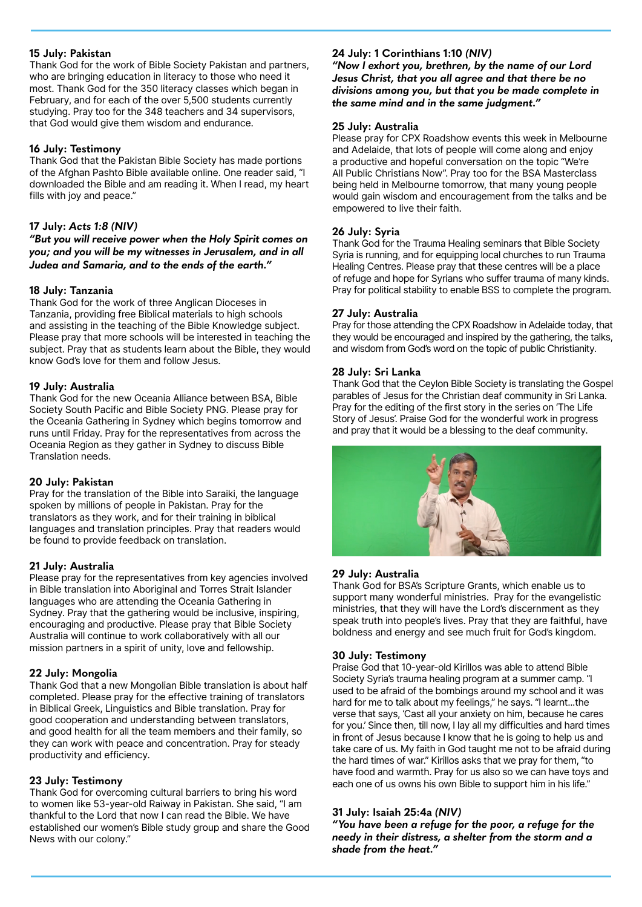**15 July: Pakistan**
Thank God for the work of Bible Society Pakistan and partners, who are bringing education in literacy to those who need it most. Thank God for the 350 literacy classes which began in February, and for each of the over 5,500 students currently studying. Pray too for the 348 teachers and 34 supervisors, that God would give them wisdom and endurance.

**16 July: Testimony**
Thank God that the Pakistan Bible Society has made portions of the Afghan Pashto Bible available online. One reader said, "I downloaded the Bible and am reading it. When I read, my heart fills with joy and peace."

**17 July: *Acts 1:8 (NIV)***
***"But you will receive power when the Holy Spirit comes on you; and you will be my witnesses in Jerusalem, and in all Judea and Samaria, and to the ends of the earth."***

**18 July: Tanzania**
Thank God for the work of three Anglican Dioceses in Tanzania, providing free Biblical materials to high schools and assisting in the teaching of the Bible Knowledge subject. Please pray that more schools will be interested in teaching the subject. Pray that as students learn about the Bible, they would know God's love for them and follow Jesus.

**19 July: Australia**
Thank God for the new Oceania Alliance between BSA, Bible Society South Pacific and Bible Society PNG. Please pray for the Oceania Gathering in Sydney which begins tomorrow and runs until Friday. Pray for the representatives from across the Oceania Region as they gather in Sydney to discuss Bible Translation needs.

**20 July: Pakistan**
Pray for the translation of the Bible into Saraiki, the language spoken by millions of people in Pakistan. Pray for the translators as they work, and for their training in biblical languages and translation principles. Pray that readers would be found to provide feedback on translation.

**21 July: Australia**
Please pray for the representatives from key agencies involved in Bible translation into Aboriginal and Torres Strait Islander languages who are attending the Oceania Gathering in Sydney. Pray that the gathering would be inclusive, inspiring, encouraging and productive. Please pray that Bible Society Australia will continue to work collaboratively with all our mission partners in a spirit of unity, love and fellowship.

**22 July: Mongolia**
Thank God that a new Mongolian Bible translation is about half completed. Please pray for the effective training of translators in Biblical Greek, Linguistics and Bible translation. Pray for good cooperation and understanding between translators, and good health for all the team members and their family, so they can work with peace and concentration. Pray for steady productivity and efficiency.

**23 July: Testimony**
Thank God for overcoming cultural barriers to bring his word to women like 53-year-old Raiway in Pakistan. She said, "I am thankful to the Lord that now I can read the Bible. We have established our women's Bible study group and share the Good News with our colony."

**24 July: 1 Corinthians 1:10 *(NIV)***
***"Now I exhort you, brethren, by the name of our Lord Jesus Christ, that you all agree and that there be no divisions among you, but that you be made complete in the same mind and in the same judgment."***

**25 July: Australia**
Please pray for CPX Roadshow events this week in Melbourne and Adelaide, that lots of people will come along and enjoy a productive and hopeful conversation on the topic "We're All Public Christians Now". Pray too for the BSA Masterclass being held in Melbourne tomorrow, that many young people would gain wisdom and encouragement from the talks and be empowered to live their faith.

**26 July: Syria**
Thank God for the Trauma Healing seminars that Bible Society Syria is running, and for equipping local churches to run Trauma Healing Centres. Please pray that these centres will be a place of refuge and hope for Syrians who suffer trauma of many kinds. Pray for political stability to enable BSS to complete the program.

**27 July: Australia**
Pray for those attending the CPX Roadshow in Adelaide today, that they would be encouraged and inspired by the gathering, the talks, and wisdom from God's word on the topic of public Christianity.

**28 July: Sri Lanka**
Thank God that the Ceylon Bible Society is translating the Gospel parables of Jesus for the Christian deaf community in Sri Lanka. Pray for the editing of the first story in the series on 'The Life Story of Jesus'. Praise God for the wonderful work in progress and pray that it would be a blessing to the deaf community.

**29 July: Australia**
Thank God for BSA's Scripture Grants, which enable us to support many wonderful ministries. Pray for the evangelistic ministries, that they will have the Lord's discernment as they speak truth into people's lives. Pray that they are faithful, have boldness and energy and see much fruit for God's kingdom.

**30 July: Testimony**
Praise God that 10-year-old Kirillos was able to attend Bible Society Syria's trauma healing program at a summer camp. "I used to be afraid of the bombings around my school and it was hard for me to talk about my feelings," he says. "I learnt…the verse that says, 'Cast all your anxiety on him, because he cares for you.' Since then, till now, I lay all my difficulties and hard times in front of Jesus because I know that he is going to help us and take care of us. My faith in God taught me not to be afraid during the hard times of war." Kirillos asks that we pray for them, "to have food and warmth. Pray for us also so we can have toys and each one of us owns his own Bible to support him in his life."

**31 July: Isaiah 25:4a *(NIV)***
***"You have been a refuge for the poor, a refuge for the needy in their distress, a shelter from the storm and a shade from the heat."***